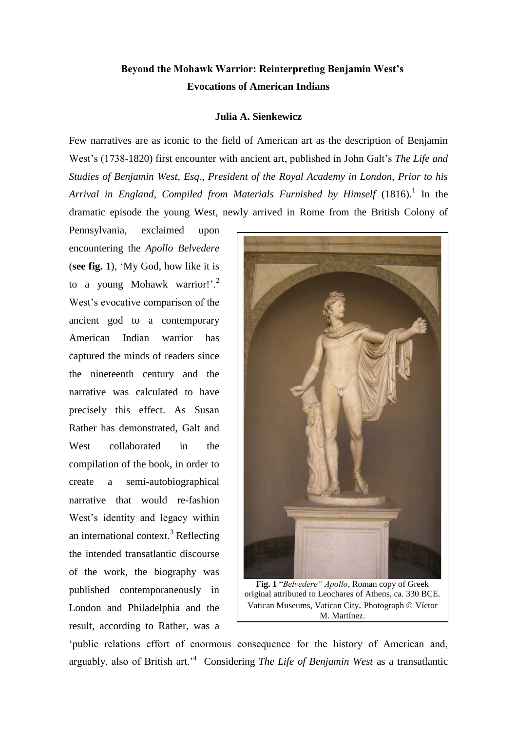# Beyond the Mohawk Warrior: Reinterpreting Benjamin West's Evocations of American Indians

**Julia A. Sienkewicz**

Few narratives are as iconic to the field of American art as the description of Benjamin West's (1738-1820) first encounter with ancient art, published in John Galt's *The Life and Studies of Benjamin West, Esq., President of the Royal Academy in London, Prior to his Arrival in England, Compiled from Materials Furnished by Himself* (1816).[1] In the dramatic episode the young West, newly arrived in Rome from the British Colony of Pennsylvania, exclaimed upon encountering the *Apollo Belvedere* (**see fig. 1**), 'My God, how like it is to a young Mohawk warrior!'.[2] West's evocative comparison of the ancient god to a contemporary American Indian warrior has captured the minds of readers since the nineteenth century and the narrative was calculated to have precisely this effect. As Susan Rather has demonstrated, Galt and West collaborated in the compilation of the book, in order to create a semi-autobiographical narrative that would re-fashion West's identity and legacy within an international context.[3] Reflecting the intended transatlantic discourse of the work, the biography was published contemporaneously in London and Philadelphia and the result, according to Rather, was a 'public relations effort of enormous consequence for the history of American and, arguably, also of British art.'[4] Considering *The Life of Benjamin West* as a transatlantic

**Fig. 1** "*Belvedere" Apollo*, Roman copy of Greek original attributed to Leochares of Athens, ca. 330 BCE. Vatican Museums, Vatican City. Photograph © Víctor M. Martínez.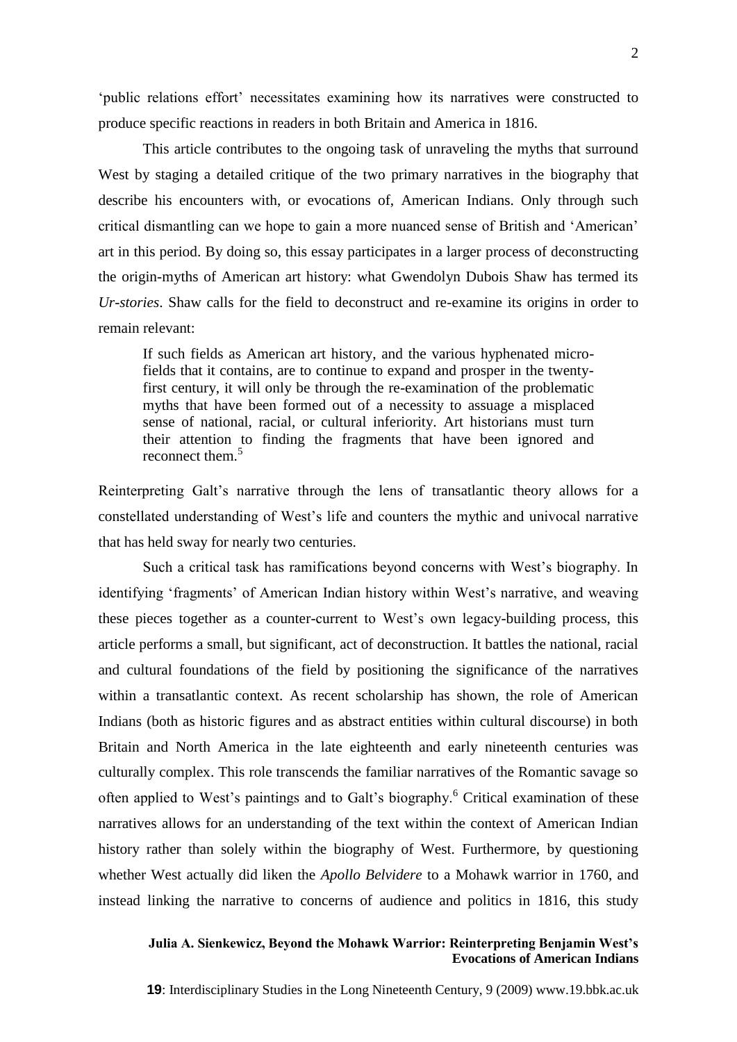'public relations effort' necessitates examining how its narratives were constructed to produce specific reactions in readers in both Britain and America in 1816.

This article contributes to the ongoing task of unraveling the myths that surround West by staging a detailed critique of the two primary narratives in the biography that describe his encounters with, or evocations of, American Indians. Only through such critical dismantling can we hope to gain a more nuanced sense of British and 'American' art in this period. By doing so, this essay participates in a larger process of deconstructing the origin-myths of American art history: what Gwendolyn Dubois Shaw has termed its *Ur-stories*. Shaw calls for the field to deconstruct and re-examine its origins in order to remain relevant:

> If such fields as American art history, and the various hyphenated micro-fields that it contains, are to continue to expand and prosper in the twenty-first century, it will only be through the re-examination of the problematic myths that have been formed out of a necessity to assuage a misplaced sense of national, racial, or cultural inferiority. Art historians must turn their attention to finding the fragments that have been ignored and reconnect them.[5]

Reinterpreting Galt's narrative through the lens of transatlantic theory allows for a constellated understanding of West's life and counters the mythic and univocal narrative that has held sway for nearly two centuries.

Such a critical task has ramifications beyond concerns with West's biography. In identifying 'fragments' of American Indian history within West's narrative, and weaving these pieces together as a counter-current to West's own legacy-building process, this article performs a small, but significant, act of deconstruction. It battles the national, racial and cultural foundations of the field by positioning the significance of the narratives within a transatlantic context. As recent scholarship has shown, the role of American Indians (both as historic figures and as abstract entities within cultural discourse) in both Britain and North America in the late eighteenth and early nineteenth centuries was culturally complex. This role transcends the familiar narratives of the Romantic savage so often applied to West's paintings and to Galt's biography.[6] Critical examination of these narratives allows for an understanding of the text within the context of American Indian history rather than solely within the biography of West. Furthermore, by questioning whether West actually did liken the *Apollo Belvidere* to a Mohawk warrior in 1760, and instead linking the narrative to concerns of audience and politics in 1816, this study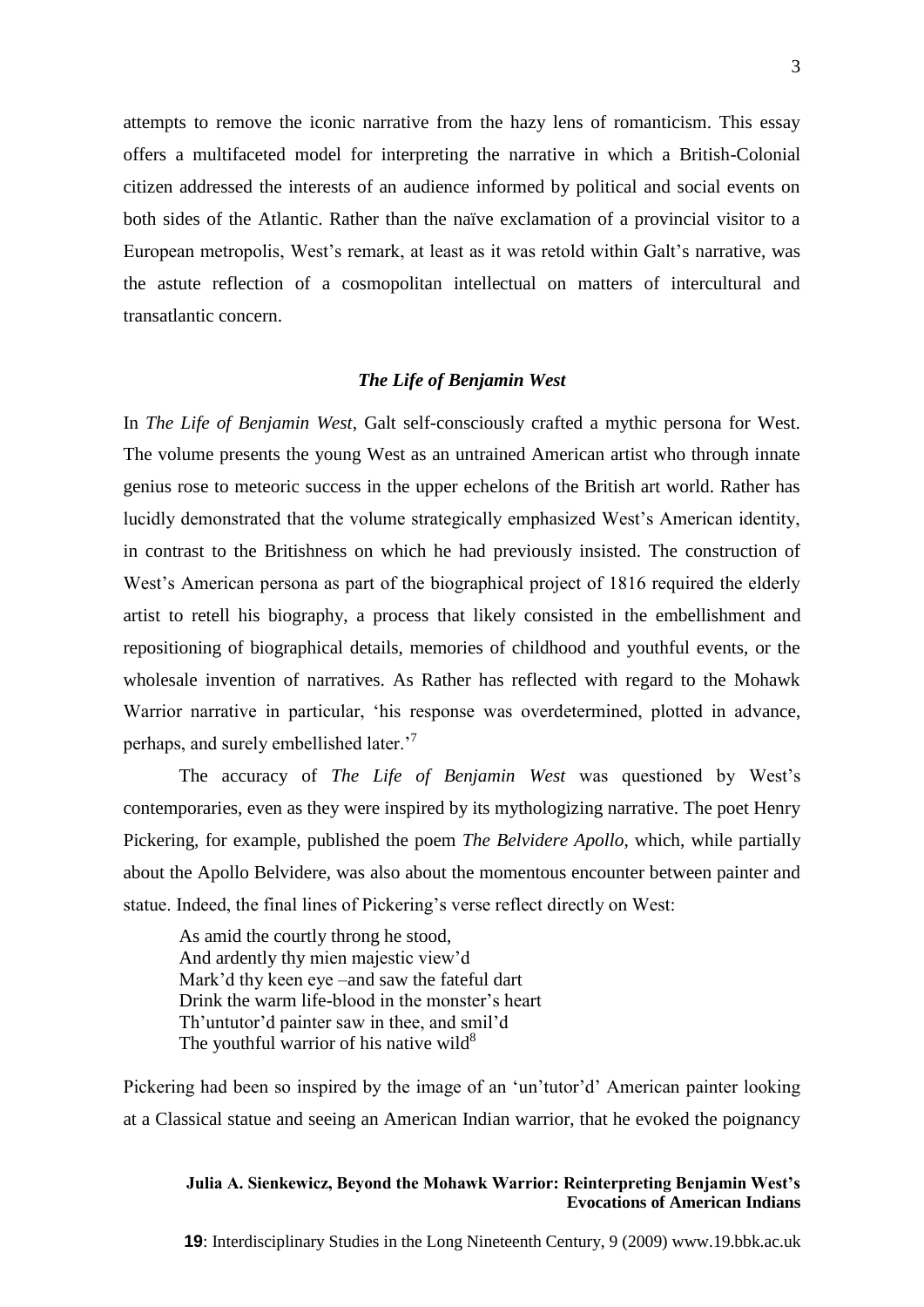attempts to remove the iconic narrative from the hazy lens of romanticism. This essay offers a multifaceted model for interpreting the narrative in which a British-Colonial citizen addressed the interests of an audience informed by political and social events on both sides of the Atlantic. Rather than the naïve exclamation of a provincial visitor to a European metropolis, West's remark, at least as it was retold within Galt's narrative, was the astute reflection of a cosmopolitan intellectual on matters of intercultural and transatlantic concern.

### *The Life of Benjamin West*

In *The Life of Benjamin West*, Galt self-consciously crafted a mythic persona for West. The volume presents the young West as an untrained American artist who through innate genius rose to meteoric success in the upper echelons of the British art world. Rather has lucidly demonstrated that the volume strategically emphasized West's American identity, in contrast to the Britishness on which he had previously insisted. The construction of West's American persona as part of the biographical project of 1816 required the elderly artist to retell his biography, a process that likely consisted in the embellishment and repositioning of biographical details, memories of childhood and youthful events, or the wholesale invention of narratives. As Rather has reflected with regard to the Mohawk Warrior narrative in particular, 'his response was overdetermined, plotted in advance, perhaps, and surely embellished later.'[7]

The accuracy of *The Life of Benjamin West* was questioned by West's contemporaries, even as they were inspired by its mythologizing narrative. The poet Henry Pickering, for example, published the poem *The Belvidere Apollo*, which, while partially about the Apollo Belvidere, was also about the momentous encounter between painter and statue. Indeed, the final lines of Pickering's verse reflect directly on West:

> As amid the courtly throng he stood,
> And ardently thy mien majestic view'd
> Mark'd thy keen eye –and saw the fateful dart
> Drink the warm life-blood in the monster's heart
> Th'untutor'd painter saw in thee, and smil'd
> The youthful warrior of his native wild[8]

Pickering had been so inspired by the image of an 'un'tutor'd' American painter looking at a Classical statue and seeing an American Indian warrior, that he evoked the poignancy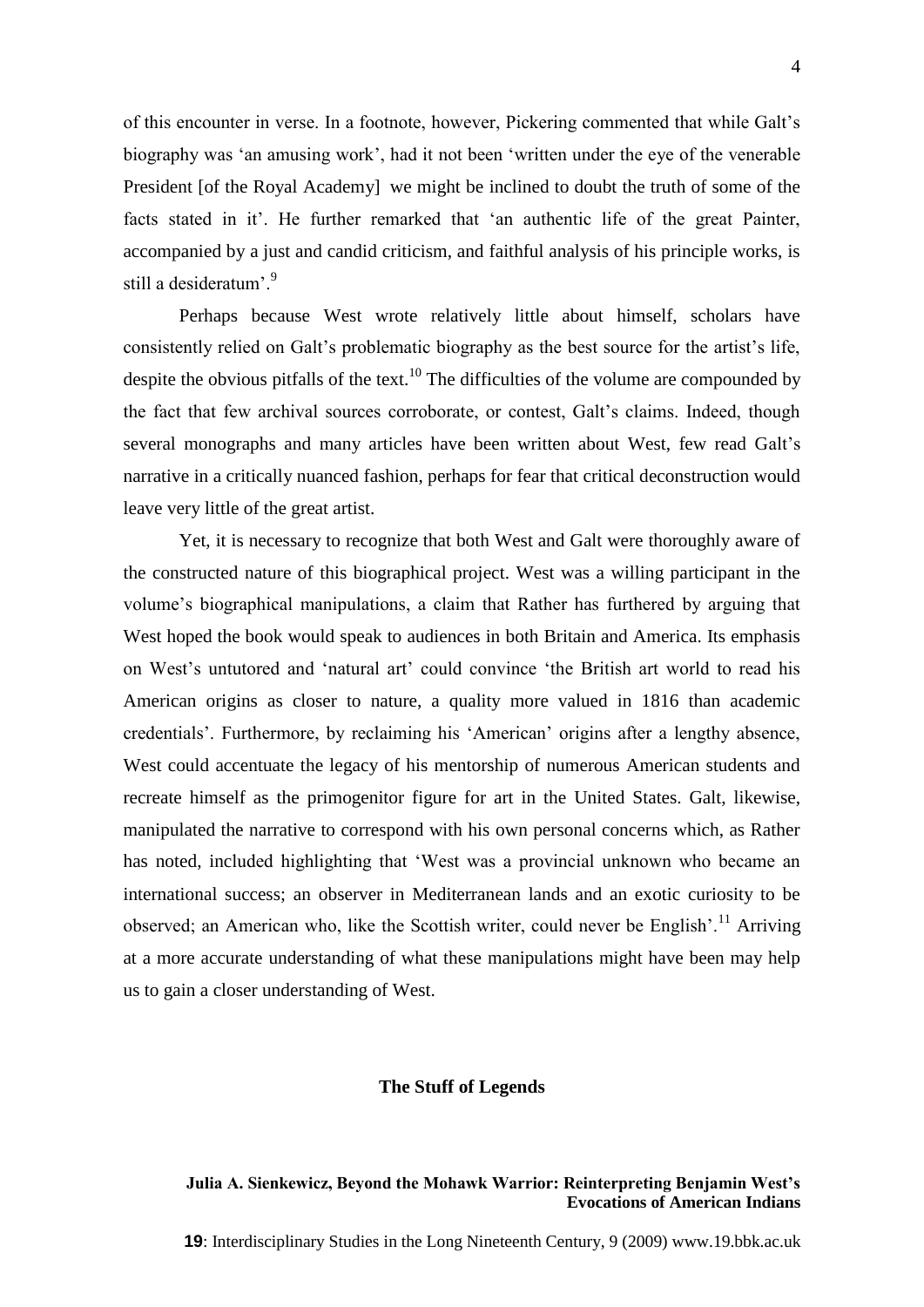of this encounter in verse. In a footnote, however, Pickering commented that while Galt's biography was 'an amusing work', had it not been 'written under the eye of the venerable President [of the Royal Academy] we might be inclined to doubt the truth of some of the facts stated in it'. He further remarked that 'an authentic life of the great Painter, accompanied by a just and candid criticism, and faithful analysis of his principle works, is still a desideratum'.[9]

Perhaps because West wrote relatively little about himself, scholars have consistently relied on Galt's problematic biography as the best source for the artist's life, despite the obvious pitfalls of the text.[10] The difficulties of the volume are compounded by the fact that few archival sources corroborate, or contest, Galt's claims. Indeed, though several monographs and many articles have been written about West, few read Galt's narrative in a critically nuanced fashion, perhaps for fear that critical deconstruction would leave very little of the great artist.

Yet, it is necessary to recognize that both West and Galt were thoroughly aware of the constructed nature of this biographical project. West was a willing participant in the volume's biographical manipulations, a claim that Rather has furthered by arguing that West hoped the book would speak to audiences in both Britain and America. Its emphasis on West's untutored and 'natural art' could convince 'the British art world to read his American origins as closer to nature, a quality more valued in 1816 than academic credentials'. Furthermore, by reclaiming his 'American' origins after a lengthy absence, West could accentuate the legacy of his mentorship of numerous American students and recreate himself as the primogenitor figure for art in the United States. Galt, likewise, manipulated the narrative to correspond with his own personal concerns which, as Rather has noted, included highlighting that 'West was a provincial unknown who became an international success; an observer in Mediterranean lands and an exotic curiosity to be observed; an American who, like the Scottish writer, could never be English'.[11] Arriving at a more accurate understanding of what these manipulations might have been may help us to gain a closer understanding of West.

## The Stuff of Legends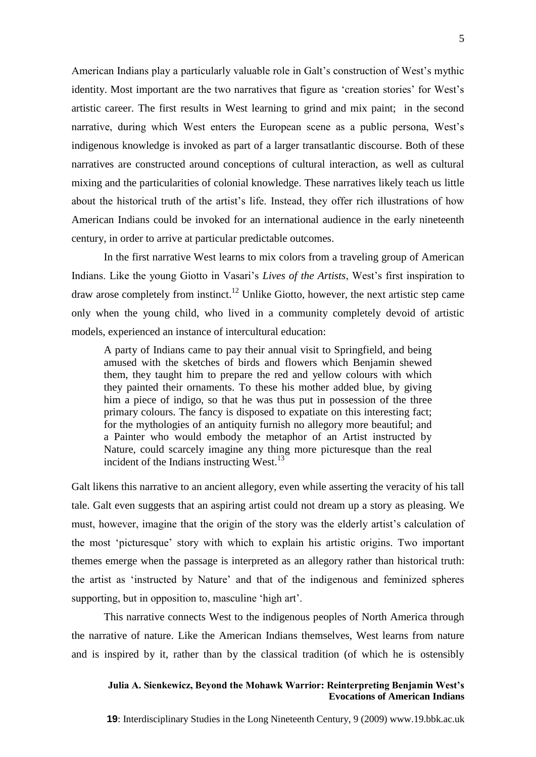American Indians play a particularly valuable role in Galt's construction of West's mythic identity. Most important are the two narratives that figure as 'creation stories' for West's artistic career. The first results in West learning to grind and mix paint; in the second narrative, during which West enters the European scene as a public persona, West's indigenous knowledge is invoked as part of a larger transatlantic discourse. Both of these narratives are constructed around conceptions of cultural interaction, as well as cultural mixing and the particularities of colonial knowledge. These narratives likely teach us little about the historical truth of the artist's life. Instead, they offer rich illustrations of how American Indians could be invoked for an international audience in the early nineteenth century, in order to arrive at particular predictable outcomes.

In the first narrative West learns to mix colors from a traveling group of American Indians. Like the young Giotto in Vasari's *Lives of the Artists*, West's first inspiration to draw arose completely from instinct.[12] Unlike Giotto, however, the next artistic step came only when the young child, who lived in a community completely devoid of artistic models, experienced an instance of intercultural education:

> A party of Indians came to pay their annual visit to Springfield, and being amused with the sketches of birds and flowers which Benjamin shewed them, they taught him to prepare the red and yellow colours with which they painted their ornaments. To these his mother added blue, by giving him a piece of indigo, so that he was thus put in possession of the three primary colours. The fancy is disposed to expatiate on this interesting fact; for the mythologies of an antiquity furnish no allegory more beautiful; and a Painter who would embody the metaphor of an Artist instructed by Nature, could scarcely imagine any thing more picturesque than the real incident of the Indians instructing West.[13]

Galt likens this narrative to an ancient allegory, even while asserting the veracity of his tall tale. Galt even suggests that an aspiring artist could not dream up a story as pleasing. We must, however, imagine that the origin of the story was the elderly artist's calculation of the most 'picturesque' story with which to explain his artistic origins. Two important themes emerge when the passage is interpreted as an allegory rather than historical truth: the artist as 'instructed by Nature' and that of the indigenous and feminized spheres supporting, but in opposition to, masculine 'high art'.

This narrative connects West to the indigenous peoples of North America through the narrative of nature. Like the American Indians themselves, West learns from nature and is inspired by it, rather than by the classical tradition (of which he is ostensibly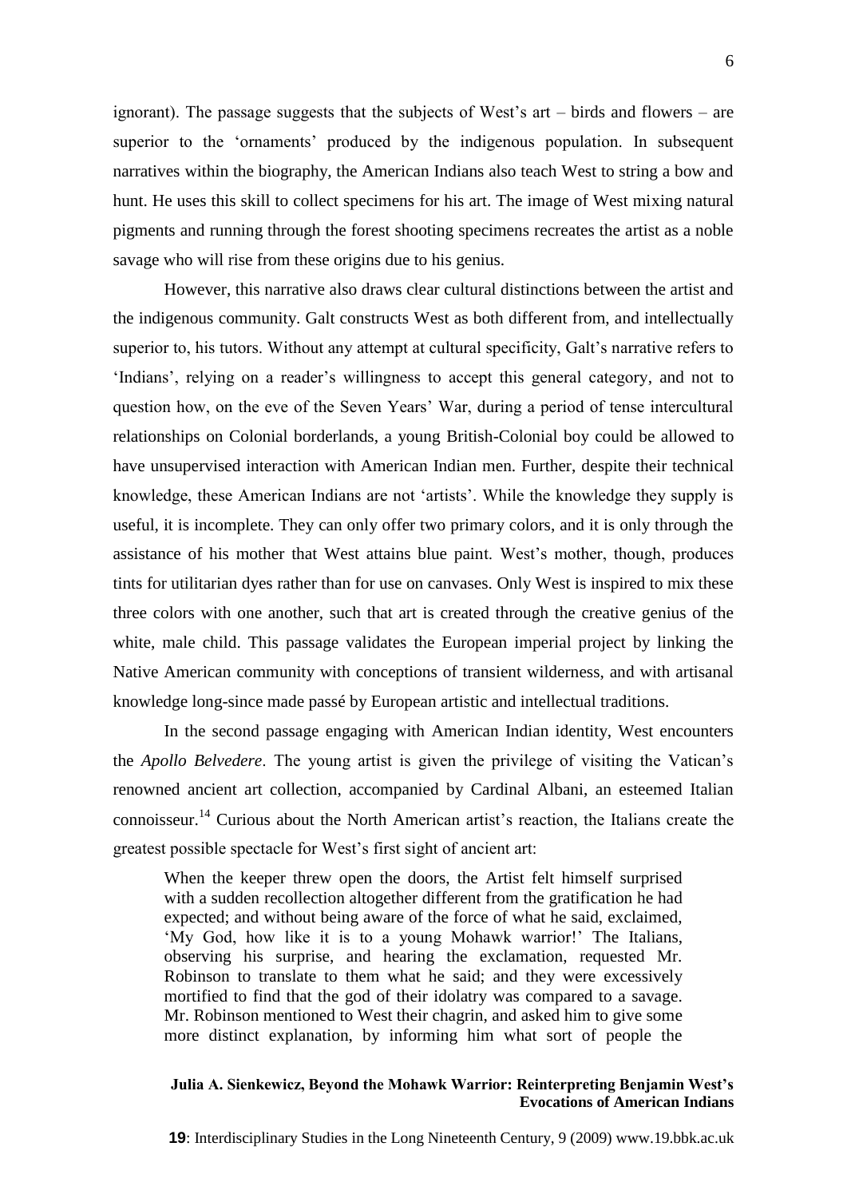ignorant). The passage suggests that the subjects of West's art – birds and flowers – are superior to the 'ornaments' produced by the indigenous population. In subsequent narratives within the biography, the American Indians also teach West to string a bow and hunt. He uses this skill to collect specimens for his art. The image of West mixing natural pigments and running through the forest shooting specimens recreates the artist as a noble savage who will rise from these origins due to his genius.

However, this narrative also draws clear cultural distinctions between the artist and the indigenous community. Galt constructs West as both different from, and intellectually superior to, his tutors. Without any attempt at cultural specificity, Galt's narrative refers to 'Indians', relying on a reader's willingness to accept this general category, and not to question how, on the eve of the Seven Years' War, during a period of tense intercultural relationships on Colonial borderlands, a young British-Colonial boy could be allowed to have unsupervised interaction with American Indian men. Further, despite their technical knowledge, these American Indians are not 'artists'. While the knowledge they supply is useful, it is incomplete. They can only offer two primary colors, and it is only through the assistance of his mother that West attains blue paint. West's mother, though, produces tints for utilitarian dyes rather than for use on canvases. Only West is inspired to mix these three colors with one another, such that art is created through the creative genius of the white, male child. This passage validates the European imperial project by linking the Native American community with conceptions of transient wilderness, and with artisanal knowledge long-since made passé by European artistic and intellectual traditions.

In the second passage engaging with American Indian identity, West encounters the *Apollo Belvedere*. The young artist is given the privilege of visiting the Vatican's renowned ancient art collection, accompanied by Cardinal Albani, an esteemed Italian connoisseur.[14] Curious about the North American artist's reaction, the Italians create the greatest possible spectacle for West's first sight of ancient art:

> When the keeper threw open the doors, the Artist felt himself surprised with a sudden recollection altogether different from the gratification he had expected; and without being aware of the force of what he said, exclaimed, 'My God, how like it is to a young Mohawk warrior!' The Italians, observing his surprise, and hearing the exclamation, requested Mr. Robinson to translate to them what he said; and they were excessively mortified to find that the god of their idolatry was compared to a savage. Mr. Robinson mentioned to West their chagrin, and asked him to give some more distinct explanation, by informing him what sort of people the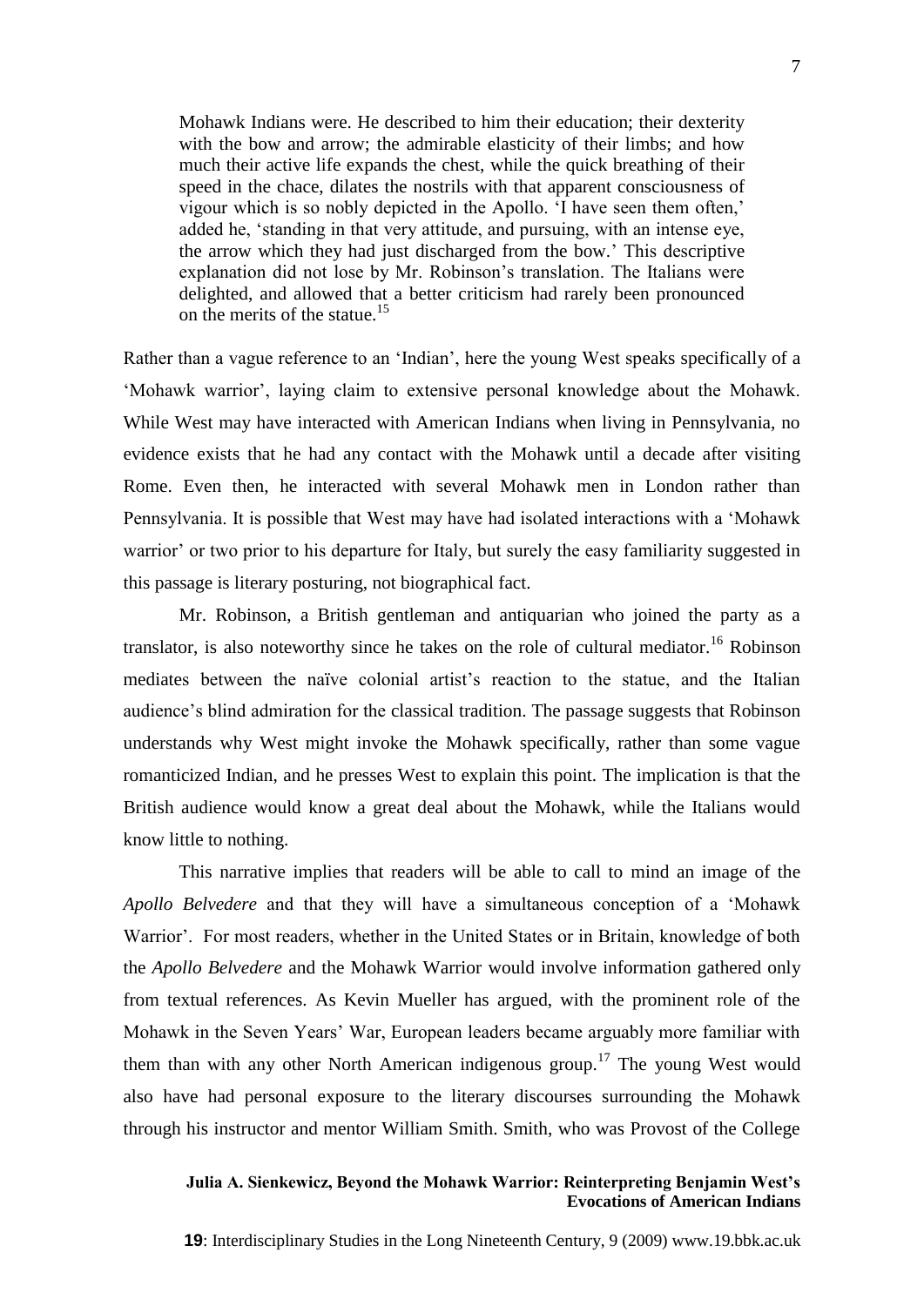> Mohawk Indians were. He described to him their education; their dexterity with the bow and arrow; the admirable elasticity of their limbs; and how much their active life expands the chest, while the quick breathing of their speed in the chace, dilates the nostrils with that apparent consciousness of vigour which is so nobly depicted in the Apollo. 'I have seen them often,' added he, 'standing in that very attitude, and pursuing, with an intense eye, the arrow which they had just discharged from the bow.' This descriptive explanation did not lose by Mr. Robinson's translation. The Italians were delighted, and allowed that a better criticism had rarely been pronounced on the merits of the statue.[15]

Rather than a vague reference to an 'Indian', here the young West speaks specifically of a 'Mohawk warrior', laying claim to extensive personal knowledge about the Mohawk. While West may have interacted with American Indians when living in Pennsylvania, no evidence exists that he had any contact with the Mohawk until a decade after visiting Rome. Even then, he interacted with several Mohawk men in London rather than Pennsylvania. It is possible that West may have had isolated interactions with a 'Mohawk warrior' or two prior to his departure for Italy, but surely the easy familiarity suggested in this passage is literary posturing, not biographical fact.

Mr. Robinson, a British gentleman and antiquarian who joined the party as a translator, is also noteworthy since he takes on the role of cultural mediator.[16] Robinson mediates between the naïve colonial artist's reaction to the statue, and the Italian audience's blind admiration for the classical tradition. The passage suggests that Robinson understands why West might invoke the Mohawk specifically, rather than some vague romanticized Indian, and he presses West to explain this point. The implication is that the British audience would know a great deal about the Mohawk, while the Italians would know little to nothing.

This narrative implies that readers will be able to call to mind an image of the *Apollo Belvedere* and that they will have a simultaneous conception of a 'Mohawk Warrior'. For most readers, whether in the United States or in Britain, knowledge of both the *Apollo Belvedere* and the Mohawk Warrior would involve information gathered only from textual references. As Kevin Mueller has argued, with the prominent role of the Mohawk in the Seven Years' War, European leaders became arguably more familiar with them than with any other North American indigenous group.[17] The young West would also have had personal exposure to the literary discourses surrounding the Mohawk through his instructor and mentor William Smith. Smith, who was Provost of the College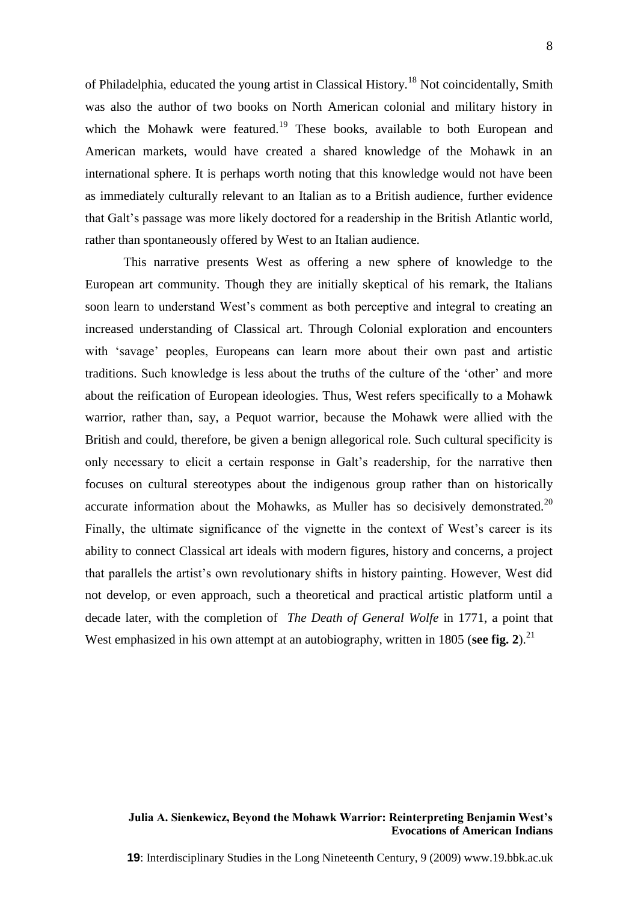of Philadelphia, educated the young artist in Classical History.[18] Not coincidentally, Smith was also the author of two books on North American colonial and military history in which the Mohawk were featured.[19] These books, available to both European and American markets, would have created a shared knowledge of the Mohawk in an international sphere. It is perhaps worth noting that this knowledge would not have been as immediately culturally relevant to an Italian as to a British audience, further evidence that Galt's passage was more likely doctored for a readership in the British Atlantic world, rather than spontaneously offered by West to an Italian audience.

This narrative presents West as offering a new sphere of knowledge to the European art community. Though they are initially skeptical of his remark, the Italians soon learn to understand West's comment as both perceptive and integral to creating an increased understanding of Classical art. Through Colonial exploration and encounters with 'savage' peoples, Europeans can learn more about their own past and artistic traditions. Such knowledge is less about the truths of the culture of the 'other' and more about the reification of European ideologies. Thus, West refers specifically to a Mohawk warrior, rather than, say, a Pequot warrior, because the Mohawk were allied with the British and could, therefore, be given a benign allegorical role. Such cultural specificity is only necessary to elicit a certain response in Galt's readership, for the narrative then focuses on cultural stereotypes about the indigenous group rather than on historically accurate information about the Mohawks, as Muller has so decisively demonstrated.[20] Finally, the ultimate significance of the vignette in the context of West's career is its ability to connect Classical art ideals with modern figures, history and concerns, a project that parallels the artist's own revolutionary shifts in history painting. However, West did not develop, or even approach, such a theoretical and practical artistic platform until a decade later, with the completion of *The Death of General Wolfe* in 1771, a point that West emphasized in his own attempt at an autobiography, written in 1805 (**see fig. 2**).[21]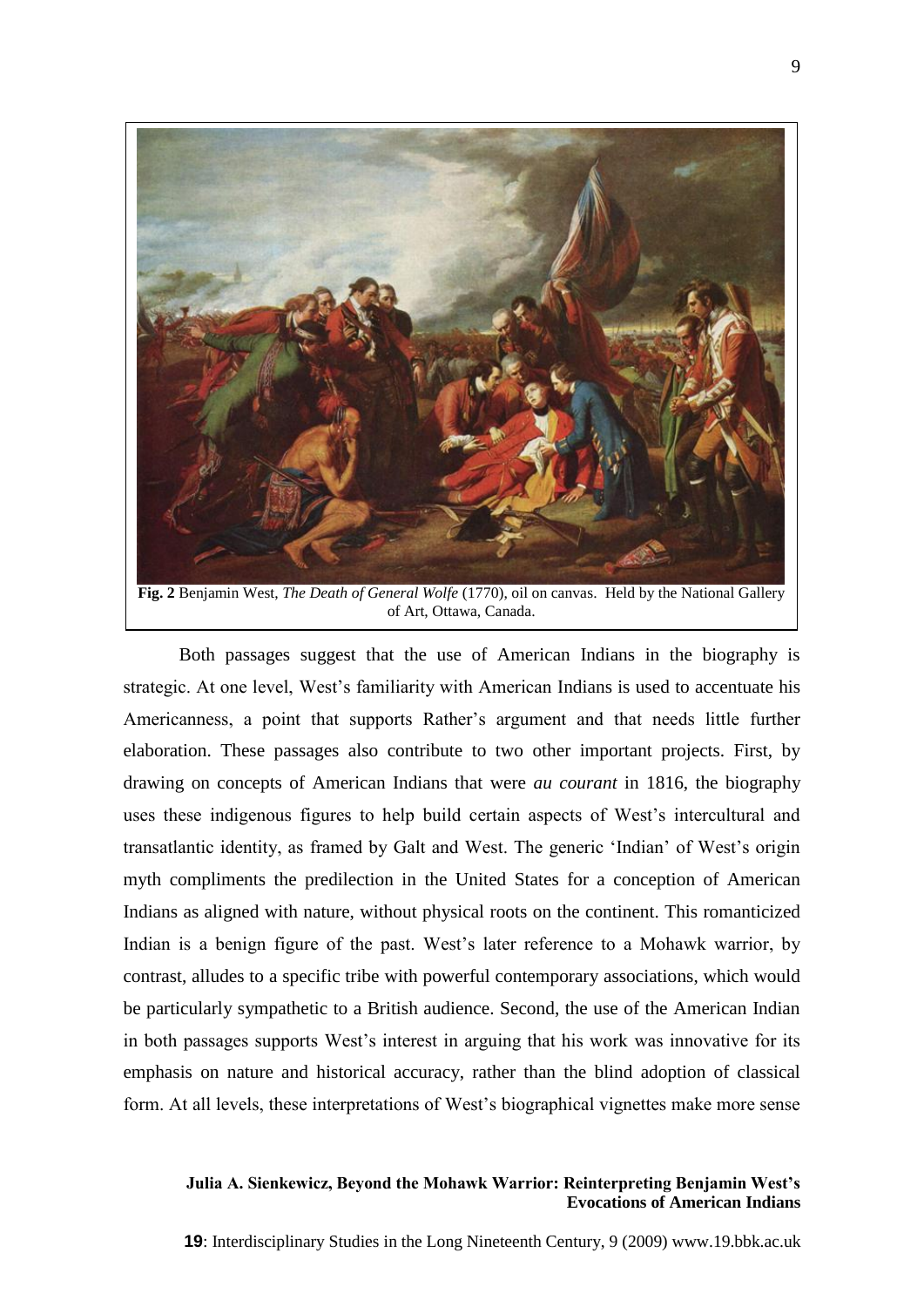**Fig. 2** Benjamin West, *The Death of General Wolfe* (1770), oil on canvas. Held by the National Gallery of Art, Ottawa, Canada.

Both passages suggest that the use of American Indians in the biography is strategic. At one level, West's familiarity with American Indians is used to accentuate his Americanness, a point that supports Rather's argument and that needs little further elaboration. These passages also contribute to two other important projects. First, by drawing on concepts of American Indians that were *au courant* in 1816, the biography uses these indigenous figures to help build certain aspects of West's intercultural and transatlantic identity, as framed by Galt and West. The generic 'Indian' of West's origin myth compliments the predilection in the United States for a conception of American Indians as aligned with nature, without physical roots on the continent. This romanticized Indian is a benign figure of the past. West's later reference to a Mohawk warrior, by contrast, alludes to a specific tribe with powerful contemporary associations, which would be particularly sympathetic to a British audience. Second, the use of the American Indian in both passages supports West's interest in arguing that his work was innovative for its emphasis on nature and historical accuracy, rather than the blind adoption of classical form. At all levels, these interpretations of West's biographical vignettes make more sense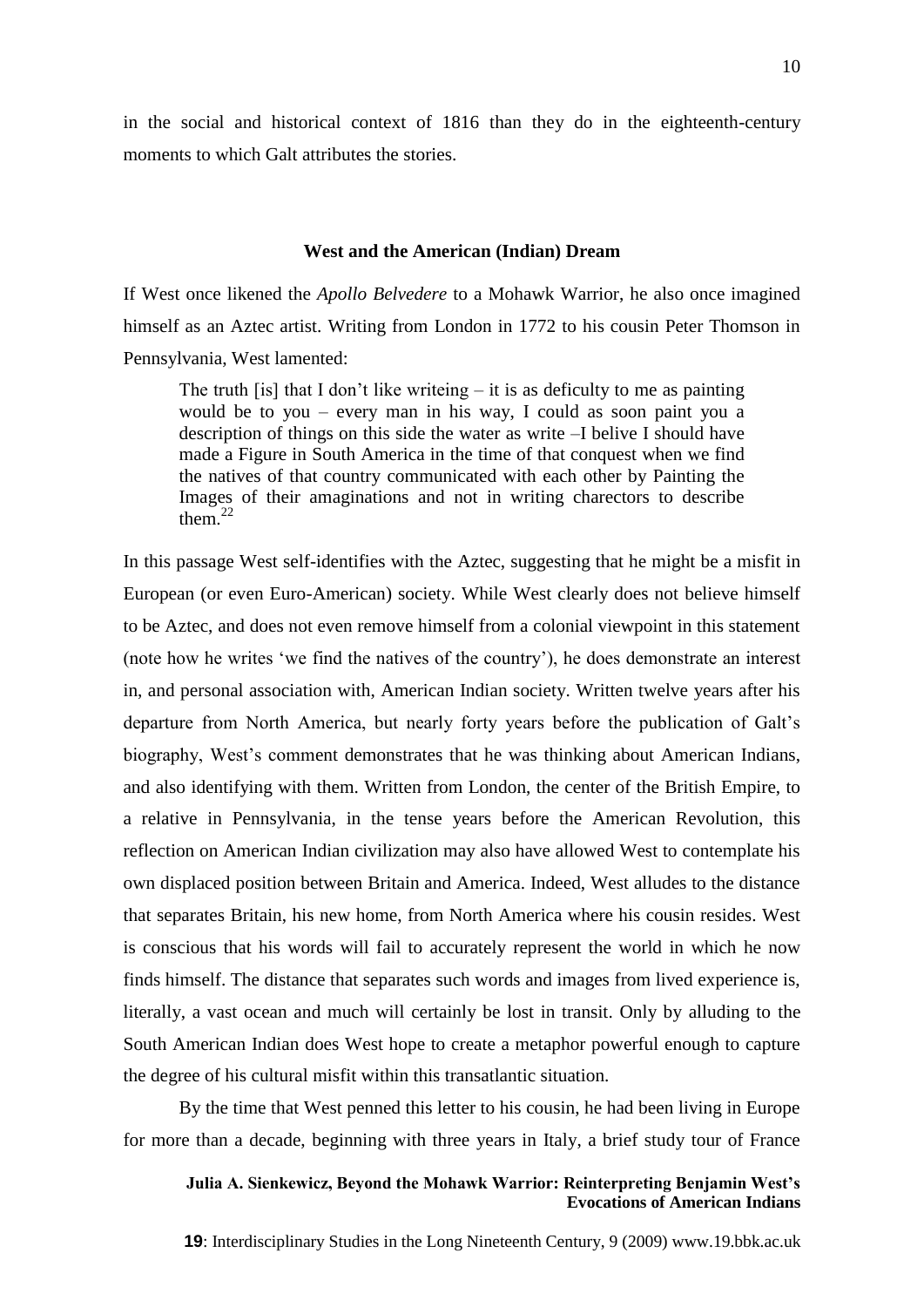in the social and historical context of 1816 than they do in the eighteenth-century moments to which Galt attributes the stories.

## West and the American (Indian) Dream

If West once likened the *Apollo Belvedere* to a Mohawk Warrior, he also once imagined himself as an Aztec artist. Writing from London in 1772 to his cousin Peter Thomson in Pennsylvania, West lamented:

> The truth [is] that I don't like writeing – it is as deficulty to me as painting would be to you – every man in his way, I could as soon paint you a description of things on this side the water as write –I belive I should have made a Figure in South America in the time of that conquest when we find the natives of that country communicated with each other by Painting the Images of their amaginations and not in writing charectors to describe them.[22]

In this passage West self-identifies with the Aztec, suggesting that he might be a misfit in European (or even Euro-American) society. While West clearly does not believe himself to be Aztec, and does not even remove himself from a colonial viewpoint in this statement (note how he writes 'we find the natives of the country'), he does demonstrate an interest in, and personal association with, American Indian society. Written twelve years after his departure from North America, but nearly forty years before the publication of Galt's biography, West's comment demonstrates that he was thinking about American Indians, and also identifying with them. Written from London, the center of the British Empire, to a relative in Pennsylvania, in the tense years before the American Revolution, this reflection on American Indian civilization may also have allowed West to contemplate his own displaced position between Britain and America. Indeed, West alludes to the distance that separates Britain, his new home, from North America where his cousin resides. West is conscious that his words will fail to accurately represent the world in which he now finds himself. The distance that separates such words and images from lived experience is, literally, a vast ocean and much will certainly be lost in transit. Only by alluding to the South American Indian does West hope to create a metaphor powerful enough to capture the degree of his cultural misfit within this transatlantic situation.

By the time that West penned this letter to his cousin, he had been living in Europe for more than a decade, beginning with three years in Italy, a brief study tour of France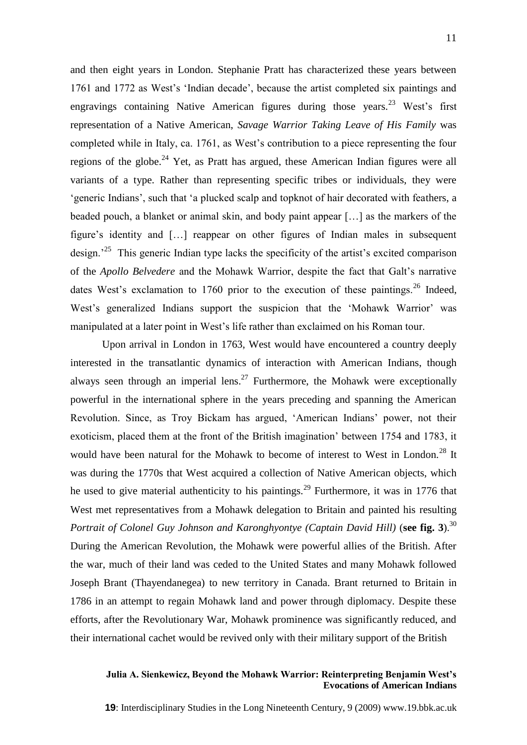and then eight years in London. Stephanie Pratt has characterized these years between 1761 and 1772 as West's 'Indian decade', because the artist completed six paintings and engravings containing Native American figures during those years.[23] West's first representation of a Native American, *Savage Warrior Taking Leave of His Family* was completed while in Italy, ca. 1761, as West's contribution to a piece representing the four regions of the globe.[24] Yet, as Pratt has argued, these American Indian figures were all variants of a type. Rather than representing specific tribes or individuals, they were 'generic Indians', such that 'a plucked scalp and topknot of hair decorated with feathers, a beaded pouch, a blanket or animal skin, and body paint appear […] as the markers of the figure's identity and […] reappear on other figures of Indian males in subsequent design.'[25] This generic Indian type lacks the specificity of the artist's excited comparison of the *Apollo Belvedere* and the Mohawk Warrior, despite the fact that Galt's narrative dates West's exclamation to 1760 prior to the execution of these paintings.[26] Indeed, West's generalized Indians support the suspicion that the 'Mohawk Warrior' was manipulated at a later point in West's life rather than exclaimed on his Roman tour.

Upon arrival in London in 1763, West would have encountered a country deeply interested in the transatlantic dynamics of interaction with American Indians, though always seen through an imperial lens.[27] Furthermore, the Mohawk were exceptionally powerful in the international sphere in the years preceding and spanning the American Revolution. Since, as Troy Bickam has argued, 'American Indians' power, not their exoticism, placed them at the front of the British imagination' between 1754 and 1783, it would have been natural for the Mohawk to become of interest to West in London.[28] It was during the 1770s that West acquired a collection of Native American objects, which he used to give material authenticity to his paintings.[29] Furthermore, it was in 1776 that West met representatives from a Mohawk delegation to Britain and painted his resulting *Portrait of Colonel Guy Johnson and Karonghyontye (Captain David Hill)* (**see fig. 3**).[30] During the American Revolution, the Mohawk were powerful allies of the British. After the war, much of their land was ceded to the United States and many Mohawk followed Joseph Brant (Thayendanegea) to new territory in Canada. Brant returned to Britain in 1786 in an attempt to regain Mohawk land and power through diplomacy. Despite these efforts, after the Revolutionary War, Mohawk prominence was significantly reduced, and their international cachet would be revived only with their military support of the British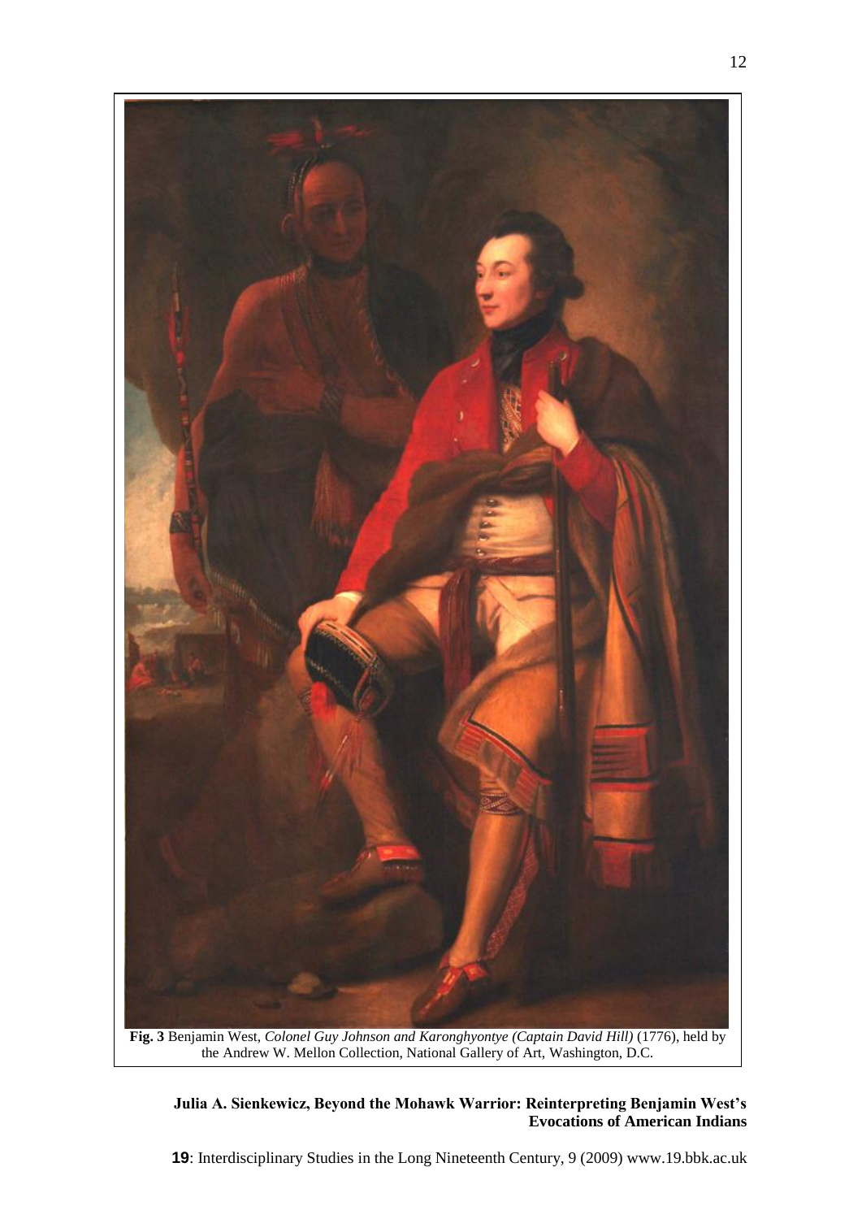**Fig. 3** Benjamin West, *Colonel Guy Johnson and Karonghyontye (Captain David Hill)* (1776), held by the Andrew W. Mellon Collection, National Gallery of Art, Washington, D.C.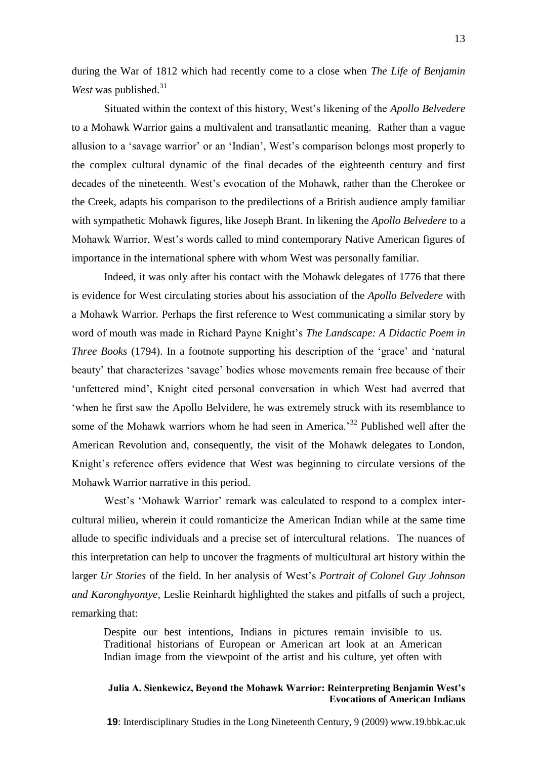during the War of 1812 which had recently come to a close when *The Life of Benjamin West* was published.[31]

Situated within the context of this history, West's likening of the *Apollo Belvedere* to a Mohawk Warrior gains a multivalent and transatlantic meaning. Rather than a vague allusion to a 'savage warrior' or an 'Indian', West's comparison belongs most properly to the complex cultural dynamic of the final decades of the eighteenth century and first decades of the nineteenth. West's evocation of the Mohawk, rather than the Cherokee or the Creek, adapts his comparison to the predilections of a British audience amply familiar with sympathetic Mohawk figures, like Joseph Brant. In likening the *Apollo Belvedere* to a Mohawk Warrior, West's words called to mind contemporary Native American figures of importance in the international sphere with whom West was personally familiar.

Indeed, it was only after his contact with the Mohawk delegates of 1776 that there is evidence for West circulating stories about his association of the *Apollo Belvedere* with a Mohawk Warrior. Perhaps the first reference to West communicating a similar story by word of mouth was made in Richard Payne Knight's *The Landscape: A Didactic Poem in Three Books* (1794). In a footnote supporting his description of the 'grace' and 'natural beauty' that characterizes 'savage' bodies whose movements remain free because of their 'unfettered mind', Knight cited personal conversation in which West had averred that 'when he first saw the Apollo Belvidere, he was extremely struck with its resemblance to some of the Mohawk warriors whom he had seen in America.'[32] Published well after the American Revolution and, consequently, the visit of the Mohawk delegates to London, Knight's reference offers evidence that West was beginning to circulate versions of the Mohawk Warrior narrative in this period.

West's 'Mohawk Warrior' remark was calculated to respond to a complex inter-cultural milieu, wherein it could romanticize the American Indian while at the same time allude to specific individuals and a precise set of intercultural relations. The nuances of this interpretation can help to uncover the fragments of multicultural art history within the larger *Ur Stories* of the field. In her analysis of West's *Portrait of Colonel Guy Johnson and Karonghyontye*, Leslie Reinhardt highlighted the stakes and pitfalls of such a project, remarking that:

> Despite our best intentions, Indians in pictures remain invisible to us. Traditional historians of European or American art look at an American Indian image from the viewpoint of the artist and his culture, yet often with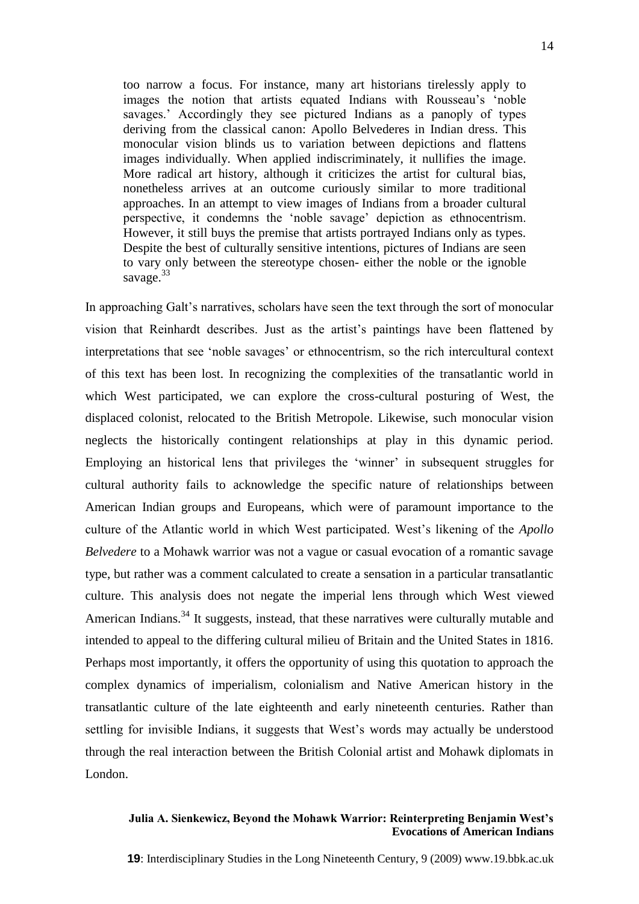> too narrow a focus. For instance, many art historians tirelessly apply to images the notion that artists equated Indians with Rousseau's 'noble savages.' Accordingly they see pictured Indians as a panoply of types deriving from the classical canon: Apollo Belvederes in Indian dress. This monocular vision blinds us to variation between depictions and flattens images individually. When applied indiscriminately, it nullifies the image. More radical art history, although it criticizes the artist for cultural bias, nonetheless arrives at an outcome curiously similar to more traditional approaches. In an attempt to view images of Indians from a broader cultural perspective, it condemns the 'noble savage' depiction as ethnocentrism. However, it still buys the premise that artists portrayed Indians only as types. Despite the best of culturally sensitive intentions, pictures of Indians are seen to vary only between the stereotype chosen- either the noble or the ignoble savage.[33]

In approaching Galt's narratives, scholars have seen the text through the sort of monocular vision that Reinhardt describes. Just as the artist's paintings have been flattened by interpretations that see 'noble savages' or ethnocentrism, so the rich intercultural context of this text has been lost. In recognizing the complexities of the transatlantic world in which West participated, we can explore the cross-cultural posturing of West, the displaced colonist, relocated to the British Metropole. Likewise, such monocular vision neglects the historically contingent relationships at play in this dynamic period. Employing an historical lens that privileges the 'winner' in subsequent struggles for cultural authority fails to acknowledge the specific nature of relationships between American Indian groups and Europeans, which were of paramount importance to the culture of the Atlantic world in which West participated. West's likening of the *Apollo Belvedere* to a Mohawk warrior was not a vague or casual evocation of a romantic savage type, but rather was a comment calculated to create a sensation in a particular transatlantic culture. This analysis does not negate the imperial lens through which West viewed American Indians.[34] It suggests, instead, that these narratives were culturally mutable and intended to appeal to the differing cultural milieu of Britain and the United States in 1816. Perhaps most importantly, it offers the opportunity of using this quotation to approach the complex dynamics of imperialism, colonialism and Native American history in the transatlantic culture of the late eighteenth and early nineteenth centuries. Rather than settling for invisible Indians, it suggests that West's words may actually be understood through the real interaction between the British Colonial artist and Mohawk diplomats in London.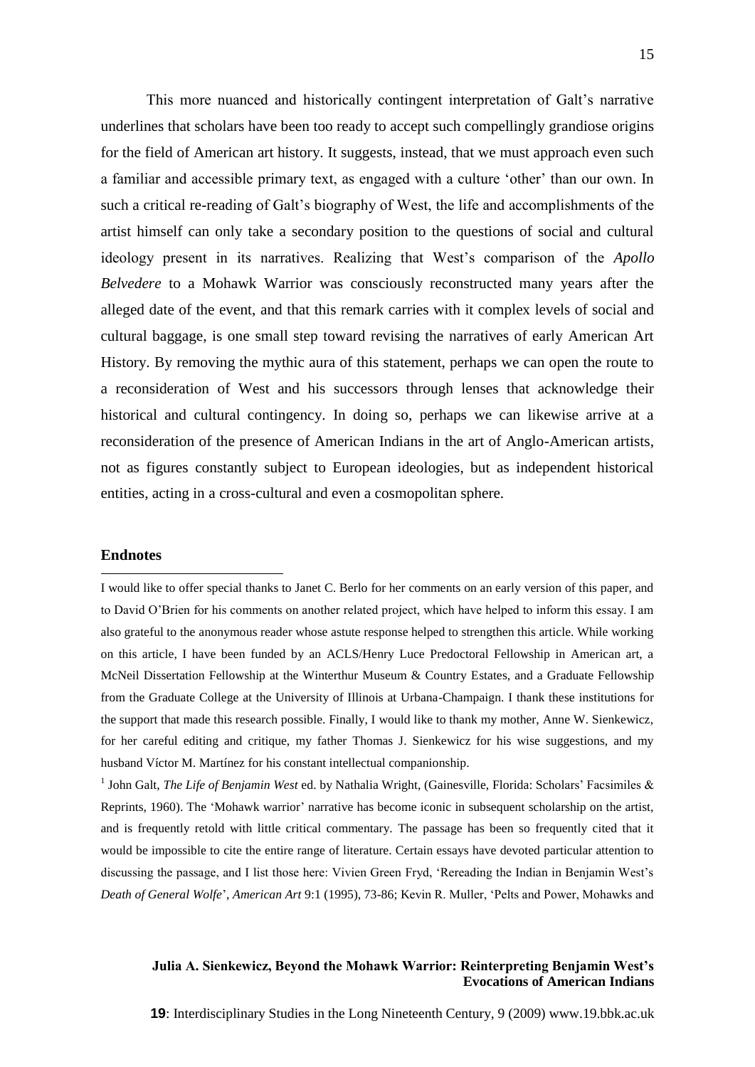This more nuanced and historically contingent interpretation of Galt's narrative underlines that scholars have been too ready to accept such compellingly grandiose origins for the field of American art history. It suggests, instead, that we must approach even such a familiar and accessible primary text, as engaged with a culture 'other' than our own. In such a critical re-reading of Galt's biography of West, the life and accomplishments of the artist himself can only take a secondary position to the questions of social and cultural ideology present in its narratives. Realizing that West's comparison of the *Apollo Belvedere* to a Mohawk Warrior was consciously reconstructed many years after the alleged date of the event, and that this remark carries with it complex levels of social and cultural baggage, is one small step toward revising the narratives of early American Art History. By removing the mythic aura of this statement, perhaps we can open the route to a reconsideration of West and his successors through lenses that acknowledge their historical and cultural contingency. In doing so, perhaps we can likewise arrive at a reconsideration of the presence of American Indians in the art of Anglo-American artists, not as figures constantly subject to European ideologies, but as independent historical entities, acting in a cross-cultural and even a cosmopolitan sphere.

## Endnotes

I would like to offer special thanks to Janet C. Berlo for her comments on an early version of this paper, and to David O'Brien for his comments on another related project, which have helped to inform this essay. I am also grateful to the anonymous reader whose astute response helped to strengthen this article. While working on this article, I have been funded by an ACLS/Henry Luce Predoctoral Fellowship in American art, a McNeil Dissertation Fellowship at the Winterthur Museum & Country Estates, and a Graduate Fellowship from the Graduate College at the University of Illinois at Urbana-Champaign. I thank these institutions for the support that made this research possible. Finally, I would like to thank my mother, Anne W. Sienkewicz, for her careful editing and critique, my father Thomas J. Sienkewicz for his wise suggestions, and my husband Víctor M. Martínez for his constant intellectual companionship.

[1] John Galt, *The Life of Benjamin West* ed. by Nathalia Wright, (Gainesville, Florida: Scholars' Facsimiles & Reprints, 1960). The 'Mohawk warrior' narrative has become iconic in subsequent scholarship on the artist, and is frequently retold with little critical commentary. The passage has been so frequently cited that it would be impossible to cite the entire range of literature. Certain essays have devoted particular attention to discussing the passage, and I list those here: Vivien Green Fryd, 'Rereading the Indian in Benjamin West's *Death of General Wolfe*', *American Art* 9:1 (1995), 73-86; Kevin R. Muller, 'Pelts and Power, Mohawks and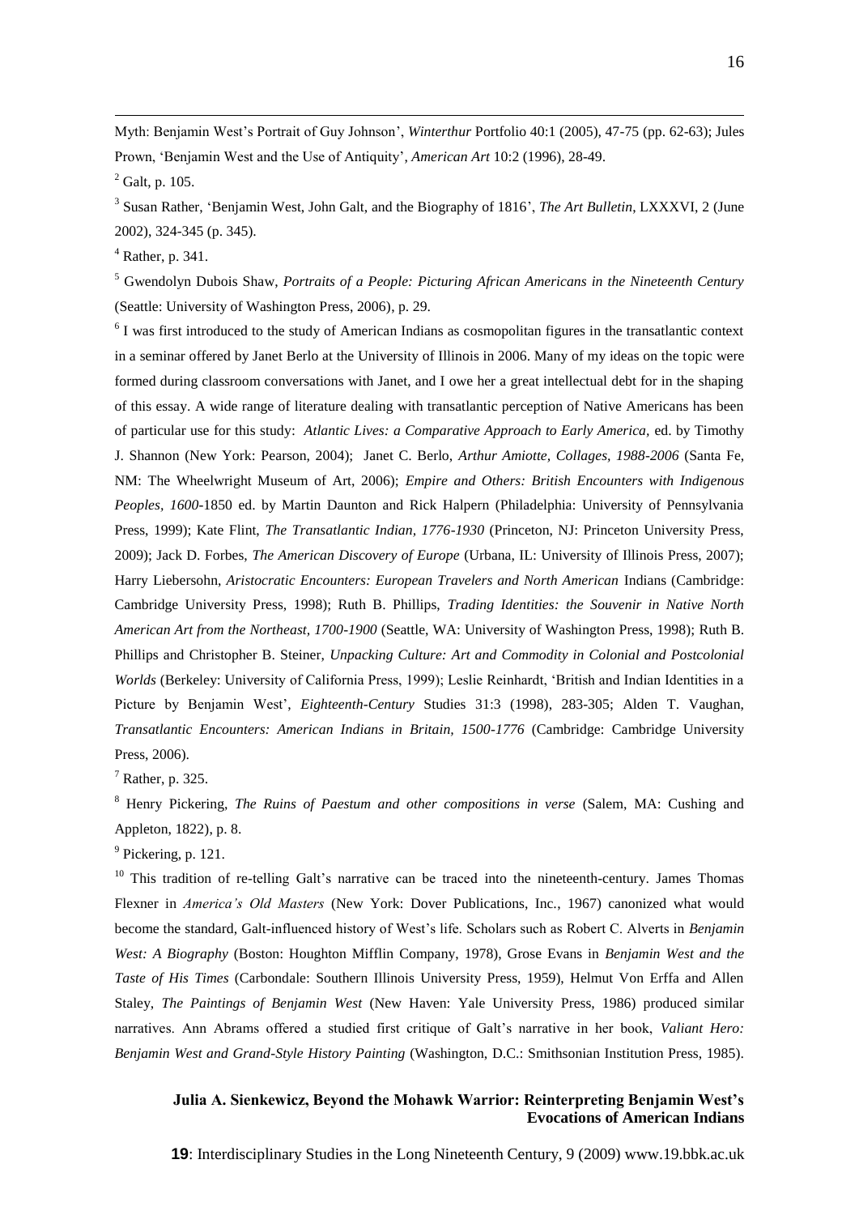Myth: Benjamin West's Portrait of Guy Johnson', *Winterthur* Portfolio 40:1 (2005), 47-75 (pp. 62-63); Jules Prown, 'Benjamin West and the Use of Antiquity', *American Art* 10:2 (1996), 28-49.

[2] Galt, p. 105.

[3] Susan Rather, 'Benjamin West, John Galt, and the Biography of 1816', *The Art Bulletin*, LXXXVI, 2 (June 2002), 324-345 (p. 345).

[4] Rather, p. 341.

[5] Gwendolyn Dubois Shaw, *Portraits of a People: Picturing African Americans in the Nineteenth Century* (Seattle: University of Washington Press, 2006), p. 29.

[6] I was first introduced to the study of American Indians as cosmopolitan figures in the transatlantic context in a seminar offered by Janet Berlo at the University of Illinois in 2006. Many of my ideas on the topic were formed during classroom conversations with Janet, and I owe her a great intellectual debt for in the shaping of this essay. A wide range of literature dealing with transatlantic perception of Native Americans has been of particular use for this study: *Atlantic Lives: a Comparative Approach to Early America*, ed. by Timothy J. Shannon (New York: Pearson, 2004); Janet C. Berlo, *Arthur Amiotte, Collages, 1988-2006* (Santa Fe, NM: The Wheelwright Museum of Art, 2006); *Empire and Others: British Encounters with Indigenous Peoples, 1600*-1850 ed. by Martin Daunton and Rick Halpern (Philadelphia: University of Pennsylvania Press, 1999); Kate Flint, *The Transatlantic Indian, 1776-1930* (Princeton, NJ: Princeton University Press, 2009); Jack D. Forbes, *The American Discovery of Europe* (Urbana, IL: University of Illinois Press, 2007); Harry Liebersohn, *Aristocratic Encounters: European Travelers and North American* Indians (Cambridge: Cambridge University Press, 1998); Ruth B. Phillips, *Trading Identities: the Souvenir in Native North American Art from the Northeast, 1700-1900* (Seattle, WA: University of Washington Press, 1998); Ruth B. Phillips and Christopher B. Steiner, *Unpacking Culture: Art and Commodity in Colonial and Postcolonial Worlds* (Berkeley: University of California Press, 1999); Leslie Reinhardt, 'British and Indian Identities in a Picture by Benjamin West', *Eighteenth-Century* Studies 31:3 (1998), 283-305; Alden T. Vaughan, *Transatlantic Encounters: American Indians in Britain, 1500-1776* (Cambridge: Cambridge University Press, 2006).

[7] Rather, p. 325.

[8] Henry Pickering, *The Ruins of Paestum and other compositions in verse* (Salem, MA: Cushing and Appleton, 1822), p. 8.

[9] Pickering, p. 121.

[10] This tradition of re-telling Galt's narrative can be traced into the nineteenth-century. James Thomas Flexner in *America's Old Masters* (New York: Dover Publications, Inc., 1967) canonized what would become the standard, Galt-influenced history of West's life. Scholars such as Robert C. Alverts in *Benjamin West: A Biography* (Boston: Houghton Mifflin Company, 1978), Grose Evans in *Benjamin West and the Taste of His Times* (Carbondale: Southern Illinois University Press, 1959), Helmut Von Erffa and Allen Staley, *The Paintings of Benjamin West* (New Haven: Yale University Press, 1986) produced similar narratives. Ann Abrams offered a studied first critique of Galt's narrative in her book, *Valiant Hero: Benjamin West and Grand-Style History Painting* (Washington, D.C.: Smithsonian Institution Press, 1985).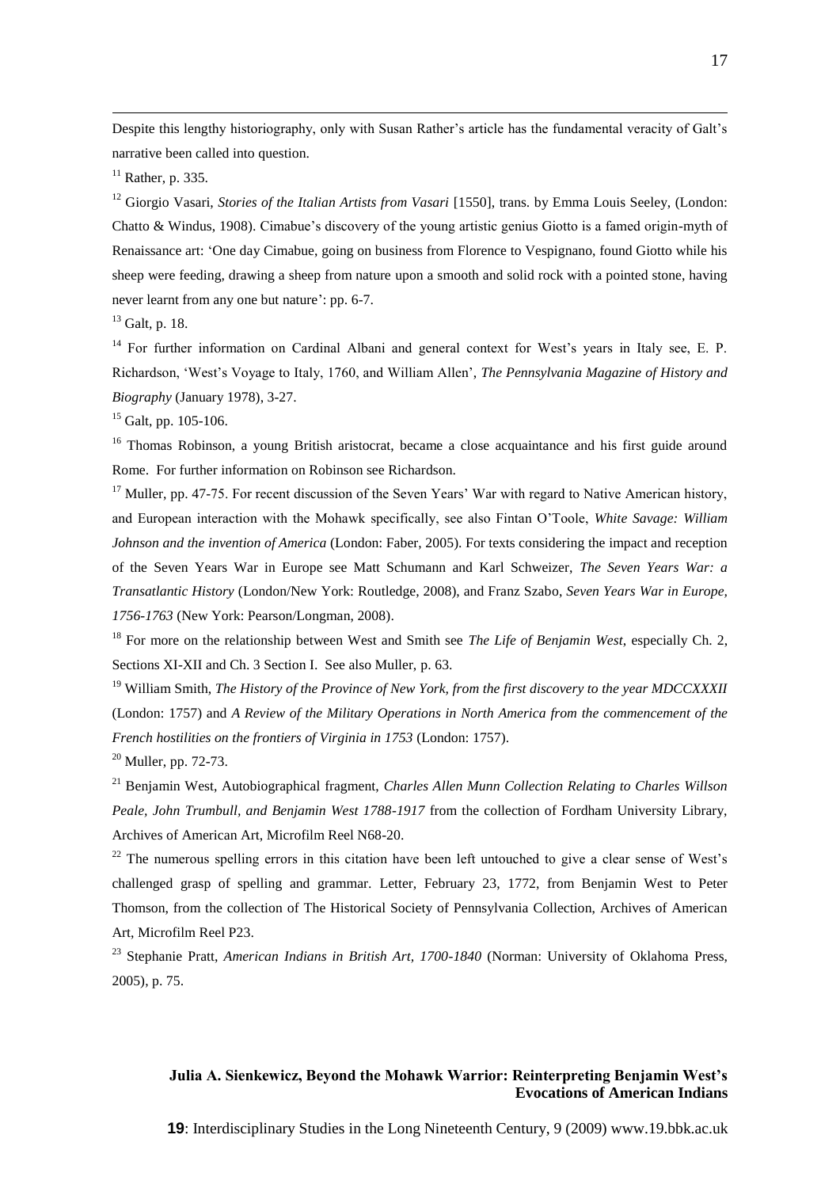Despite this lengthy historiography, only with Susan Rather's article has the fundamental veracity of Galt's narrative been called into question.

[11] Rather, p. 335.

[12] Giorgio Vasari, *Stories of the Italian Artists from Vasari* [1550], trans. by Emma Louis Seeley, (London: Chatto & Windus, 1908). Cimabue's discovery of the young artistic genius Giotto is a famed origin-myth of Renaissance art: 'One day Cimabue, going on business from Florence to Vespignano, found Giotto while his sheep were feeding, drawing a sheep from nature upon a smooth and solid rock with a pointed stone, having never learnt from any one but nature': pp. 6-7.

[13] Galt, p. 18.

[14] For further information on Cardinal Albani and general context for West's years in Italy see, E. P. Richardson, 'West's Voyage to Italy, 1760, and William Allen', *The Pennsylvania Magazine of History and Biography* (January 1978), 3-27.

[15] Galt, pp. 105-106.

[16] Thomas Robinson, a young British aristocrat, became a close acquaintance and his first guide around Rome. For further information on Robinson see Richardson.

[17] Muller, pp. 47-75. For recent discussion of the Seven Years' War with regard to Native American history, and European interaction with the Mohawk specifically, see also Fintan O'Toole, *White Savage: William Johnson and the invention of America* (London: Faber, 2005). For texts considering the impact and reception of the Seven Years War in Europe see Matt Schumann and Karl Schweizer, *The Seven Years War: a Transatlantic History* (London/New York: Routledge, 2008), and Franz Szabo, *Seven Years War in Europe, 1756-1763* (New York: Pearson/Longman, 2008).

[18] For more on the relationship between West and Smith see *The Life of Benjamin West*, especially Ch. 2, Sections XI-XII and Ch. 3 Section I. See also Muller, p. 63.

[19] William Smith, *The History of the Province of New York, from the first discovery to the year MDCCXXXII* (London: 1757) and *A Review of the Military Operations in North America from the commencement of the French hostilities on the frontiers of Virginia in 1753* (London: 1757).

[20] Muller, pp. 72-73.

[21] Benjamin West, Autobiographical fragment, *Charles Allen Munn Collection Relating to Charles Willson Peale, John Trumbull, and Benjamin West 1788-1917* from the collection of Fordham University Library, Archives of American Art, Microfilm Reel N68-20.

[22] The numerous spelling errors in this citation have been left untouched to give a clear sense of West's challenged grasp of spelling and grammar. Letter, February 23, 1772, from Benjamin West to Peter Thomson, from the collection of The Historical Society of Pennsylvania Collection, Archives of American Art, Microfilm Reel P23.

[23] Stephanie Pratt, *American Indians in British Art, 1700-1840* (Norman: University of Oklahoma Press, 2005), p. 75.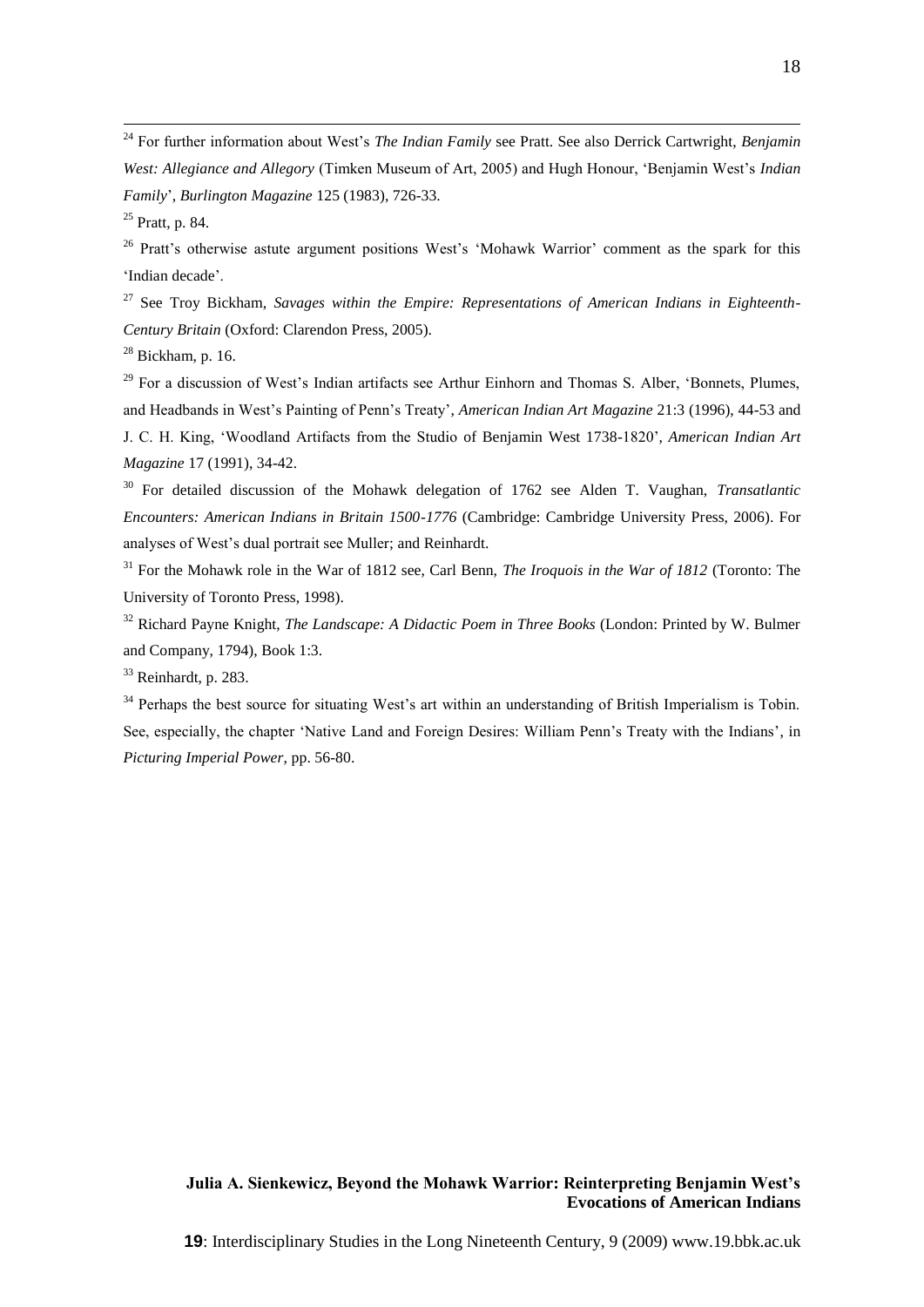[24] For further information about West's *The Indian Family* see Pratt. See also Derrick Cartwright, *Benjamin West: Allegiance and Allegory* (Timken Museum of Art, 2005) and Hugh Honour, 'Benjamin West's *Indian Family*', *Burlington Magazine* 125 (1983), 726-33.

[25] Pratt, p. 84.

[26] Pratt's otherwise astute argument positions West's 'Mohawk Warrior' comment as the spark for this 'Indian decade'.

[27] See Troy Bickham, *Savages within the Empire: Representations of American Indians in Eighteenth-Century Britain* (Oxford: Clarendon Press, 2005).

[28] Bickham, p. 16.

[29] For a discussion of West's Indian artifacts see Arthur Einhorn and Thomas S. Alber, 'Bonnets, Plumes, and Headbands in West's Painting of Penn's Treaty', *American Indian Art Magazine* 21:3 (1996), 44-53 and J. C. H. King, 'Woodland Artifacts from the Studio of Benjamin West 1738-1820', *American Indian Art Magazine* 17 (1991), 34-42.

[30] For detailed discussion of the Mohawk delegation of 1762 see Alden T. Vaughan, *Transatlantic Encounters: American Indians in Britain 1500-1776* (Cambridge: Cambridge University Press, 2006). For analyses of West's dual portrait see Muller; and Reinhardt.

[31] For the Mohawk role in the War of 1812 see, Carl Benn, *The Iroquois in the War of 1812* (Toronto: The University of Toronto Press, 1998).

[32] Richard Payne Knight, *The Landscape: A Didactic Poem in Three Books* (London: Printed by W. Bulmer and Company, 1794), Book 1:3.

[33] Reinhardt, p. 283.

[34] Perhaps the best source for situating West's art within an understanding of British Imperialism is Tobin. See, especially, the chapter 'Native Land and Foreign Desires: William Penn's Treaty with the Indians', in *Picturing Imperial Power*, pp. 56-80.